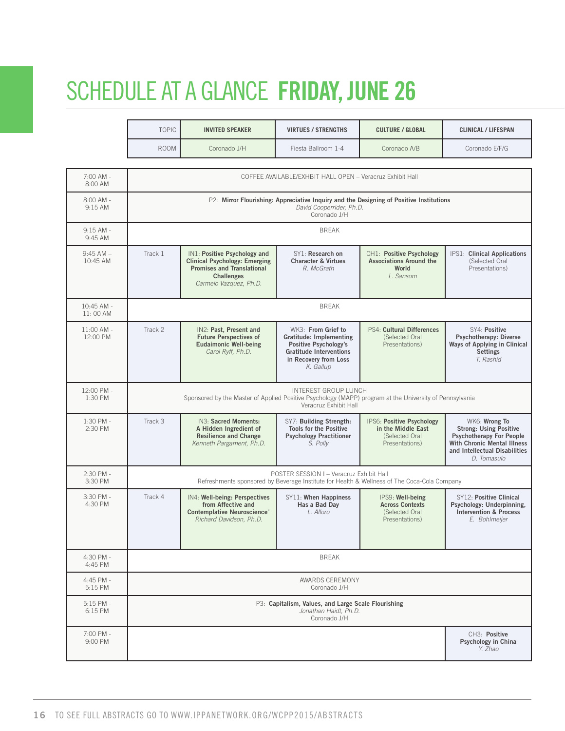# SCHEDULE AT A GLANCE **FRIDAY, JUNE 26**

| TOPIC | INVITED SPEAKER | VIRTUES / STRENGTHS | CULTURE / GLOBAL | CLINICAL / LIFESPAN |
|---|---|---|---|---|
| ROOM | Coronado J/H | Fiesta Ballroom 1-4 | Coronado A/B | Coronado E/F/G |

| Time | | | | | |
|---|---|---|---|---|---|
| 7:00 AM - 8:00 AM | COFFEE AVAILABLE/EXHIBIT HALL OPEN – Veracruz Exhibit Hall | | | | |
| 8:00 AM - 9:15 AM | P2: **Mirror Flourishing: Appreciative Inquiry and the Designing of Positive Institutions** *David Cooperrider, Ph.D.* Coronado J/H | | | | |
| 9:15 AM - 9:45 AM | BREAK | | | | |
| 9:45 AM – 10:45 AM | Track 1 | IN1: **Positive Psychology and Clinical Psychology: Emerging Promises and Translational Challenges** *Carmelo Vazquez, Ph.D.* | SY1: **Research on Character & Virtues** *R. McGrath* | CH1: **Positive Psychology Associations Around the World** *L. Sansom* | IPS1: **Clinical Applications** (Selected Oral Presentations) |
| 10:45 AM - 11: 00 AM | BREAK | | | | |
| 11:00 AM - 12:00 PM | Track 2 | IN2: **Past, Present and Future Perspectives of Eudaimonic Well-being** *Carol Ryff, Ph.D.* | WK3: **From Grief to Gratitude: Implementing Positive Psychology's Gratitude Interventions in Recovery from Loss** *K. Gallup* | IPS4: **Cultural Differences** (Selected Oral Presentations) | SY4: **Positive Psychotherapy: Diverse Ways of Applying in Clinical Settings** *T. Rashid* |
| 12:00 PM - 1:30 PM | INTEREST GROUP LUNCH Sponsored by the Master of Applied Positive Psychology (MAPP) program at the University of Pennsylvania Veracruz Exhibit Hall | | | | |
| 1:30 PM - 2:30 PM | Track 3 | IN3: **Sacred Moments: A Hidden Ingredient of Resilience and Change** *Kenneth Pargament, Ph.D.* | SY7: **Building Strength: Tools for the Positive Psychology Practitioner** *S. Polly* | IPS6: **Positive Psychology in the Middle East** (Selected Oral Presentations) | WK6: **Wrong To Strong: Using Positive Psychotherapy For People With Chronic Mental Illness and Intellectual Disabilities** *D. Tomasulo* |
| 2:30 PM - 3:30 PM | POSTER SESSION I – Veracruz Exhibit Hall Refreshments sponsored by Beverage Institute for Health & Wellness of The Coca-Cola Company | | | | |
| 3:30 PM - 4:30 PM | Track 4 | IN4: **Well-being: Perspectives from Affective and Contemplative Neuroscience**" *Richard Davidson, Ph.D.* | SY11: **When Happiness Has a Bad Day** *L. Alloro* | IPS9: **Well-being Across Contexts** (Selected Oral Presentations) | SY12: **Positive Clinical Psychology: Underpinning, Intervention & Process** *E. Bohlmeijer* |
| 4:30 PM - 4:45 PM | BREAK | | | | |
| 4:45 PM - 5:15 PM | AWARDS CEREMONY Coronado J/H | | | | |
| 5:15 PM - 6:15 PM | P3: **Capitalism, Values, and Large Scale Flourishing** *Jonathan Haidt, Ph.D.* Coronado J/H | | | | |
| 7:00 PM - 9:00 PM | | | | | CH3: **Positive Psychology in China** *Y. Zhao* |

TO SEE FULL ABSTRACTS GO TO WWW.IPPANETWORK.ORG/WCPP2015/ABSTRACTS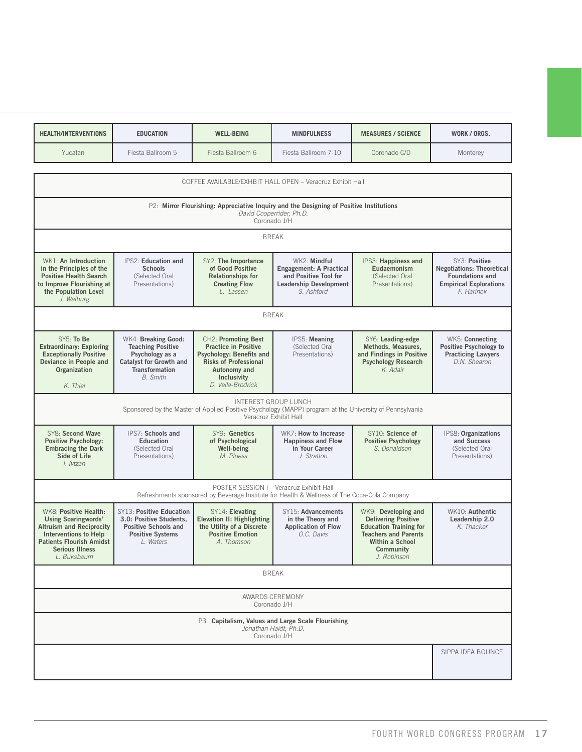| HEALTH/INTERVENTIONS | EDUCATION | WELL-BEING | MINDFULNESS | MEASURES / SCIENCE | WORK / ORGS. |
|---|---|---|---|---|---|
| Yucatan | Fiesta Ballroom 5 | Fiesta Ballroom 6 | Fiesta Ballroom 7-10 | Coronado C/D | Monterey |
| COFFEE AVAILABLE/EXHIBIT HALL OPEN – Veracruz Exhibit Hall | | | | | |
| P2: **Mirror Flourishing: Appreciative Inquiry and the Designing of Positive Institutions** *David Cooperrider, Ph.D.* Coronado J/H | | | | | |
| BREAK | | | | | |
| WK1: **An Introduction in the Principles of the Positive Health Search to Improve Flourishing at the Population Level** *J. Walburg* | IPS2: **Education and Schools** (Selected Oral Presentations) | SY2: **The Importance of Good Positive Relationships for Creating Flow** *L. Lassen* | WK2: **Mindful Engagement: A Practical and Positive Tool for Leadership Development** *S. Ashford* | IPS3: **Happiness and Eudaemonism** (Selected Oral Presentations) | SY3: **Positive Negotiations: Theoretical Foundations and Empirical Explorations** *F. Harinck* |
| BREAK | | | | | |
| SY5: **To Be Extraordinary: Exploring Exceptionally Positive Deviance in People and Organization** *K. Thiel* | WK4: **Breaking Good: Teaching Positive Psychology as a Catalyst for Growth and Transformation** *B. Smith* | CH2: **Promoting Best Practice in Positive Psychology: Benefits and Risks of Professional Autonomy and Inclusivity** *D. Vella-Brodrick* | IPS5: **Meaning** (Selected Oral Presentations) | SY6: **Leading-edge Methods, Measures, and Findings in Positive Psychology Research** *K. Adair* | WK5: **Connecting Positive Psychology to Practicing Lawyers** *D.N. Shearon* |
| INTEREST GROUP LUNCH Sponsored by the Master of Applied Positive Psychology (MAPP) program at the University of Pennsylvania Veracruz Exhibit Hall | | | | | |
| SY8: **Second Wave Positive Psychology: Embracing the Dark Side of Life** *I. Ivtzan* | IPS7: **Schools and Education** (Selected Oral Presentations) | SY9: **Genetics of Psychological Well-being** *M. Pluess* | WK7: **How to Increase Happiness and Flow in Your Career** *J. Stratton* | SY10: **Science of Positive Psychology** *S. Donaldson* | IPS8: **Organizations and Success** (Selected Oral Presentations) |
| POSTER SESSION I – Veracruz Exhibit Hall Refreshments sponsored by Beverage Institute for Health & Wellness of The Coca-Cola Company | | | | | |
| WK8: **Positive Health: Using Soaringwords' Altruism and Reciprocity Interventions to Help Patients Flourish Amidst Serious Illness** *L. Buksbaum* | SY13: **Positive Education 3.0: Positive Students, Positive Schools and Positive Systems** *L. Waters* | SY14: **Elevating Elevation II: Highlighting the Utility of a Discrete Positive Emotion** *A. Thomson* | SY15: **Advancements in the Theory and Application of Flow** *O.C. Davis* | WK9: **Developing and Delivering Positive Education Training for Teachers and Parents Within a School Community** *J. Robinson* | WK10: **Authentic Leadership 2.0** *K. Thacker* |
| BREAK | | | | | |
| AWARDS CEREMONY Coronado J/H | | | | | |
| P3: **Capitalism, Values and Large Scale Flourishing** *Jonathan Haidt, Ph.D.* Coronado J/H | | | | | |
| | | | | | SIPPA IDEA BOUNCE |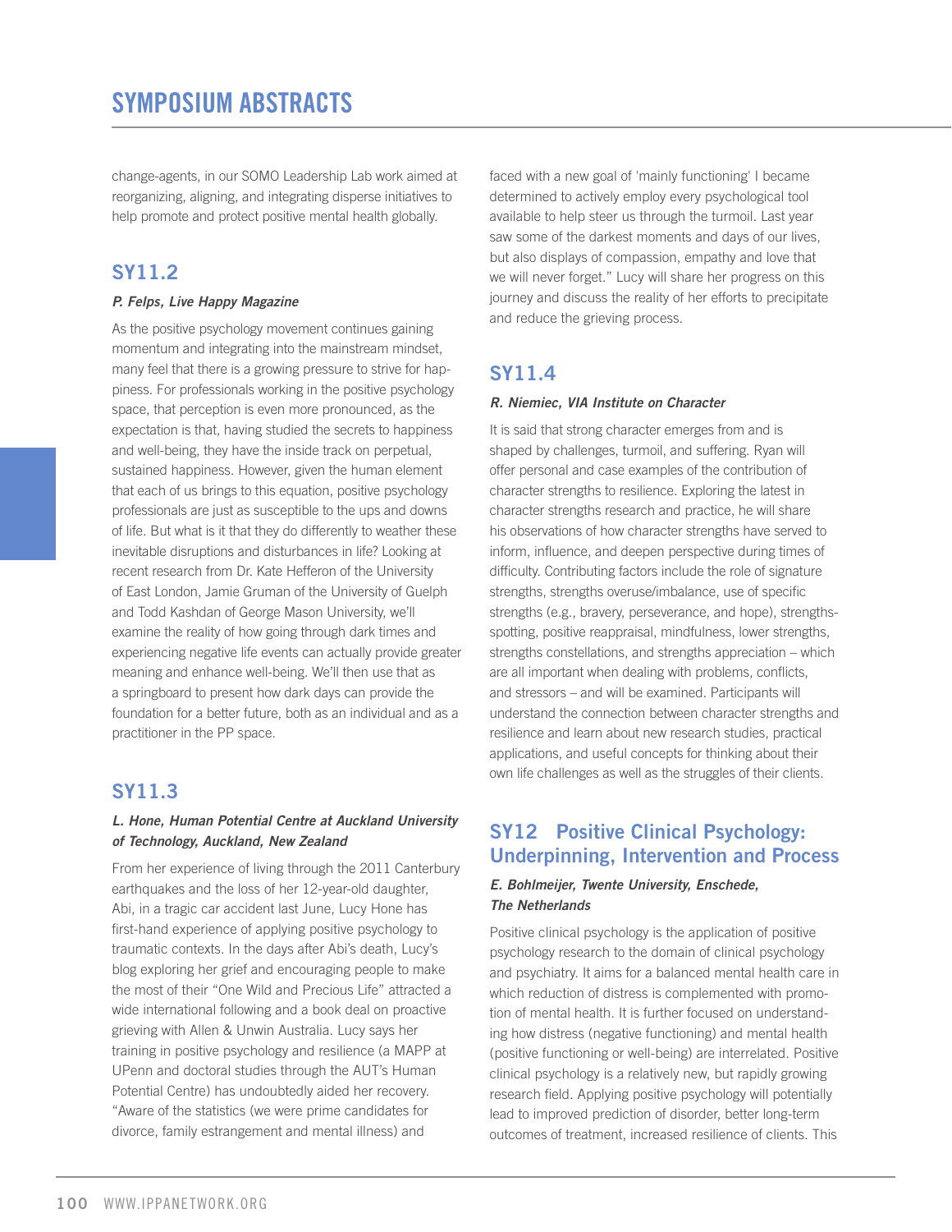change-agents, in our SOMO Leadership Lab work aimed at reorganizing, aligning, and integrating disperse initiatives to help promote and protect positive mental health globally.

## SY11.2

***P. Felps, Live Happy Magazine***

As the positive psychology movement continues gaining momentum and integrating into the mainstream mindset, many feel that there is a growing pressure to strive for happiness. For professionals working in the positive psychology space, that perception is even more pronounced, as the expectation is that, having studied the secrets to happiness and well-being, they have the inside track on perpetual, sustained happiness. However, given the human element that each of us brings to this equation, positive psychology professionals are just as susceptible to the ups and downs of life. But what is it that they do differently to weather these inevitable disruptions and disturbances in life? Looking at recent research from Dr. Kate Hefferon of the University of East London, Jamie Gruman of the University of Guelph and Todd Kashdan of George Mason University, we'll examine the reality of how going through dark times and experiencing negative life events can actually provide greater meaning and enhance well-being. We'll then use that as a springboard to present how dark days can provide the foundation for a better future, both as an individual and as a practitioner in the PP space.

## SY11.3

***L. Hone, Human Potential Centre at Auckland University of Technology, Auckland, New Zealand***

From her experience of living through the 2011 Canterbury earthquakes and the loss of her 12-year-old daughter, Abi, in a tragic car accident last June, Lucy Hone has first-hand experience of applying positive psychology to traumatic contexts. In the days after Abi's death, Lucy's blog exploring her grief and encouraging people to make the most of their "One Wild and Precious Life" attracted a wide international following and a book deal on proactive grieving with Allen & Unwin Australia. Lucy says her training in positive psychology and resilience (a MAPP at UPenn and doctoral studies through the AUT's Human Potential Centre) has undoubtedly aided her recovery. "Aware of the statistics (we were prime candidates for divorce, family estrangement and mental illness) and faced with a new goal of 'mainly functioning' I became determined to actively employ every psychological tool available to help steer us through the turmoil. Last year saw some of the darkest moments and days of our lives, but also displays of compassion, empathy and love that we will never forget." Lucy will share her progress on this journey and discuss the reality of her efforts to precipitate and reduce the grieving process.

## SY11.4

***R. Niemiec, VIA Institute on Character***

It is said that strong character emerges from and is shaped by challenges, turmoil, and suffering. Ryan will offer personal and case examples of the contribution of character strengths to resilience. Exploring the latest in character strengths research and practice, he will share his observations of how character strengths have served to inform, influence, and deepen perspective during times of difficulty. Contributing factors include the role of signature strengths, strengths overuse/imbalance, use of specific strengths (e.g., bravery, perseverance, and hope), strengths-spotting, positive reappraisal, mindfulness, lower strengths, strengths constellations, and strengths appreciation – which are all important when dealing with problems, conflicts, and stressors – and will be examined. Participants will understand the connection between character strengths and resilience and learn about new research studies, practical applications, and useful concepts for thinking about their own life challenges as well as the struggles of their clients.

## SY12 Positive Clinical Psychology: Underpinning, Intervention and Process

***E. Bohlmeijer, Twente University, Enschede, The Netherlands***

Positive clinical psychology is the application of positive psychology research to the domain of clinical psychology and psychiatry. It aims for a balanced mental health care in which reduction of distress is complemented with promotion of mental health. It is further focused on understanding how distress (negative functioning) and mental health (positive functioning or well-being) are interrelated. Positive clinical psychology is a relatively new, but rapidly growing research field. Applying positive psychology will potentially lead to improved prediction of disorder, better long-term outcomes of treatment, increased resilience of clients. This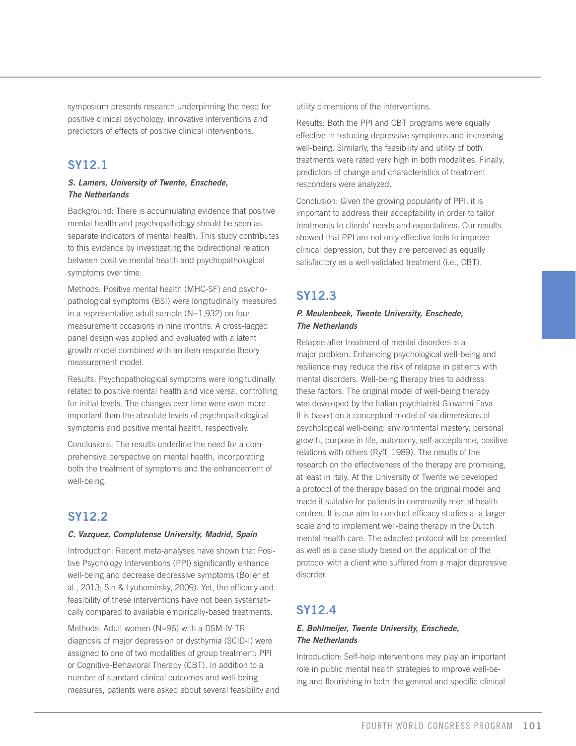symposium presents research underpinning the need for positive clinical psychology, innovative interventions and predictors of effects of positive clinical interventions.

## SY12.1

***S. Lamers, University of Twente, Enschede, The Netherlands***

Background: There is accumulating evidence that positive mental health and psychopathology should be seen as separate indicators of mental health. This study contributes to this evidence by investigating the bidirectional relation between positive mental health and psychopathological symptoms over time.

Methods: Positive mental health (MHC-SF) and psychopathological symptoms (BSI) were longitudinally measured in a representative adult sample (N=1,932) on four measurement occasions in nine months. A cross-lagged panel design was applied and evaluated with a latent growth model combined with an item response theory measurement model.

Results: Psychopathological symptoms were longitudinally related to positive mental health and vice versa, controlling for initial levels. The changes over time were even more important than the absolute levels of psychopathological symptoms and positive mental health, respectively.

Conclusions: The results underline the need for a comprehensive perspective on mental health, incorporating both the treatment of symptoms and the enhancement of well-being.

## SY12.2

***C. Vazquez, Complutense University, Madrid, Spain***

Introduction: Recent meta-analyses have shown that Positive Psychology Interventions (PPI) significantly enhance well-being and decrease depressive symptoms (Bolier et al., 2013; Sin & Lyubomirsky, 2009). Yet, the efficacy and feasibility of these interventions have not been systematically compared to available empirically-based treatments.

Methods: Adult women (N=96) with a DSM-IV-TR diagnosis of major depression or dysthymia (SCID-I) were assigned to one of two modalities of group treatment: PPI or Cognitive-Behavioral Therapy (CBT). In addition to a number of standard clinical outcomes and well-being measures, patients were asked about several feasibility and utility dimensions of the interventions.

Results: Both the PPI and CBT programs were equally effective in reducing depressive symptoms and increasing well-being. Similarly, the feasibility and utility of both treatments were rated very high in both modalities. Finally, predictors of change and characteristics of treatment responders were analyzed.

Conclusion: Given the growing popularity of PPI, it is important to address their acceptability in order to tailor treatments to clients' needs and expectations. Our results showed that PPI are not only effective tools to improve clinical depression, but they are perceived as equally satisfactory as a well-validated treatment (i.e., CBT).

## SY12.3

***P. Meulenbeek, Twente University, Enschede, The Netherlands***

Relapse after treatment of mental disorders is a major problem. Enhancing psychological well-being and resilience may reduce the risk of relapse in patients with mental disorders. Well-being therapy tries to address these factors. The original model of well-being therapy was developed by the Italian psychiatrist Giovanni Fava. It is based on a conceptual model of six dimensions of psychological well-being: environmental mastery, personal growth, purpose in life, autonomy, self-acceptance, positive relations with others (Ryff, 1989). The results of the research on the effectiveness of the therapy are promising, at least in Italy. At the University of Twente we developed a protocol of the therapy based on the original model and made it suitable for patients in community mental health centres. It is our aim to conduct efficacy studies at a larger scale and to implement well-being therapy in the Dutch mental health care. The adapted protocol will be presented as well as a case study based on the application of the protocol with a client who suffered from a major depressive disorder.

## SY12.4

***E. Bohlmeijer, Twente University, Enschede, The Netherlands***

Introduction: Self-help interventions may play an important role in public mental health strategies to improve well-being and flourishing in both the general and specific clinical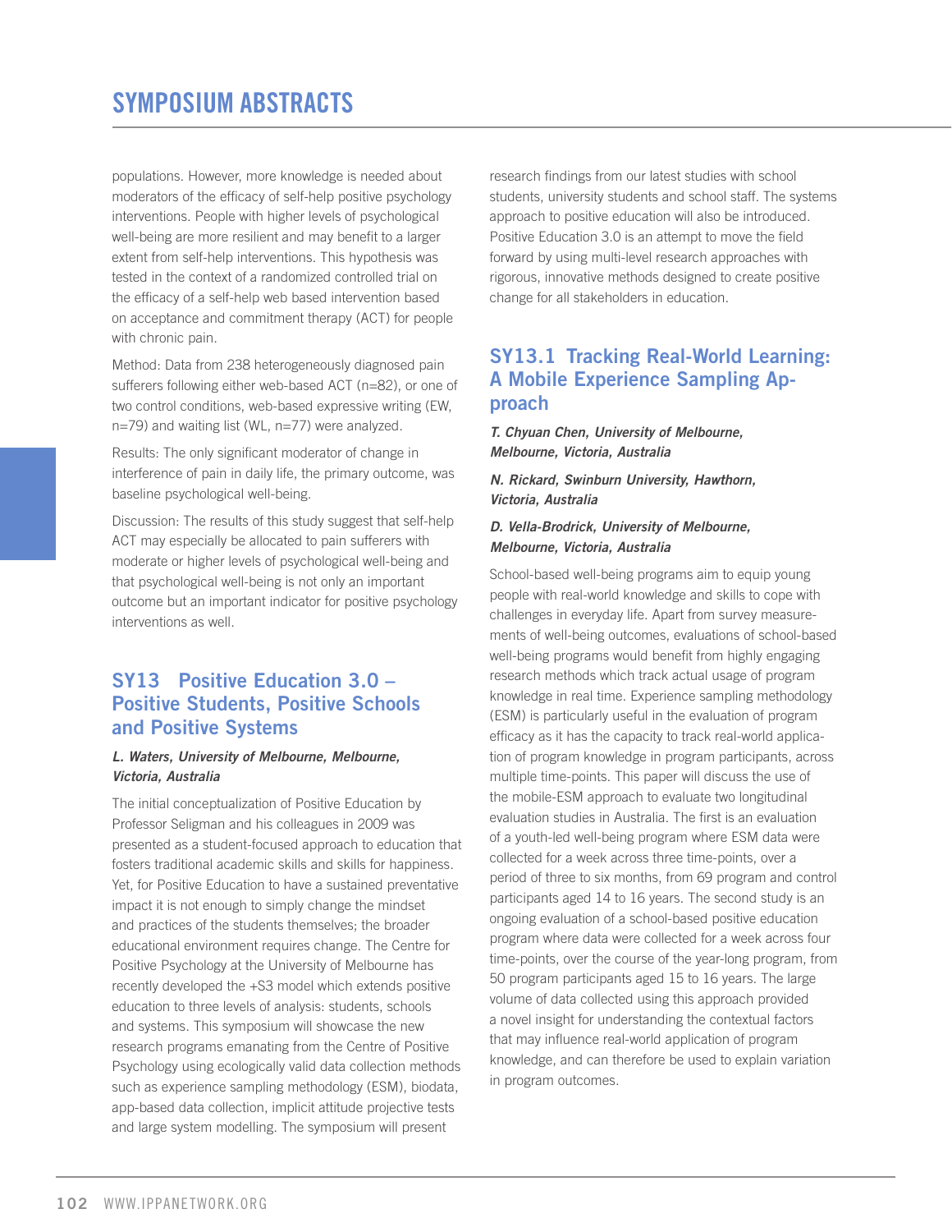populations. However, more knowledge is needed about moderators of the efficacy of self-help positive psychology interventions. People with higher levels of psychological well-being are more resilient and may benefit to a larger extent from self-help interventions. This hypothesis was tested in the context of a randomized controlled trial on the efficacy of a self-help web based intervention based on acceptance and commitment therapy (ACT) for people with chronic pain.

Method: Data from 238 heterogeneously diagnosed pain sufferers following either web-based ACT (n=82), or one of two control conditions, web-based expressive writing (EW, n=79) and waiting list (WL, n=77) were analyzed.

Results: The only significant moderator of change in interference of pain in daily life, the primary outcome, was baseline psychological well-being.

Discussion: The results of this study suggest that self-help ACT may especially be allocated to pain sufferers with moderate or higher levels of psychological well-being and that psychological well-being is not only an important outcome but an important indicator for positive psychology interventions as well.

## SY13 Positive Education 3.0 – Positive Students, Positive Schools and Positive Systems

***L. Waters, University of Melbourne, Melbourne, Victoria, Australia***

The initial conceptualization of Positive Education by Professor Seligman and his colleagues in 2009 was presented as a student-focused approach to education that fosters traditional academic skills and skills for happiness. Yet, for Positive Education to have a sustained preventative impact it is not enough to simply change the mindset and practices of the students themselves; the broader educational environment requires change. The Centre for Positive Psychology at the University of Melbourne has recently developed the +S3 model which extends positive education to three levels of analysis: students, schools and systems. This symposium will showcase the new research programs emanating from the Centre of Positive Psychology using ecologically valid data collection methods such as experience sampling methodology (ESM), biodata, app-based data collection, implicit attitude projective tests and large system modelling. The symposium will present research findings from our latest studies with school students, university students and school staff. The systems approach to positive education will also be introduced. Positive Education 3.0 is an attempt to move the field forward by using multi-level research approaches with rigorous, innovative methods designed to create positive change for all stakeholders in education.

## SY13.1 Tracking Real-World Learning: A Mobile Experience Sampling Approach

***T. Chyuan Chen, University of Melbourne, Melbourne, Victoria, Australia***

***N. Rickard, Swinburn University, Hawthorn, Victoria, Australia***

***D. Vella-Brodrick, University of Melbourne, Melbourne, Victoria, Australia***

School-based well-being programs aim to equip young people with real-world knowledge and skills to cope with challenges in everyday life. Apart from survey measurements of well-being outcomes, evaluations of school-based well-being programs would benefit from highly engaging research methods which track actual usage of program knowledge in real time. Experience sampling methodology (ESM) is particularly useful in the evaluation of program efficacy as it has the capacity to track real-world application of program knowledge in program participants, across multiple time-points. This paper will discuss the use of the mobile-ESM approach to evaluate two longitudinal evaluation studies in Australia. The first is an evaluation of a youth-led well-being program where ESM data were collected for a week across three time-points, over a period of three to six months, from 69 program and control participants aged 14 to 16 years. The second study is an ongoing evaluation of a school-based positive education program where data were collected for a week across four time-points, over the course of the year-long program, from 50 program participants aged 15 to 16 years. The large volume of data collected using this approach provided a novel insight for understanding the contextual factors that may influence real-world application of program knowledge, and can therefore be used to explain variation in program outcomes.